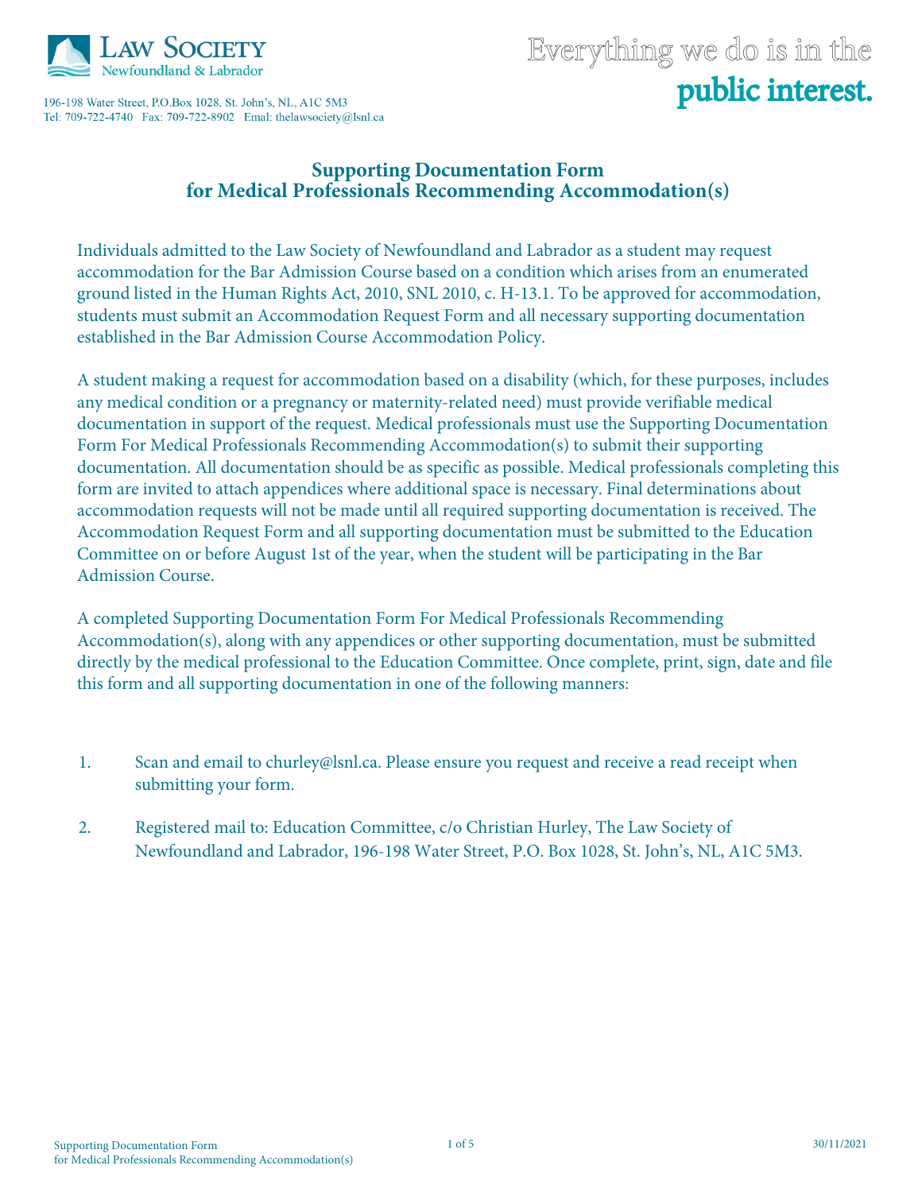Law Society Newfoundland & Labrador

196-198 Water Street, P.O.Box 1028, St. John's, NL, A1C 5M3
Tel: 709-722-4740 Fax: 709-722-8902 Email: thelawsociety@lsnl.ca

Everything we do is in the **public interest.**

## Supporting Documentation Form for Medical Professionals Recommending Accommodation(s)

Individuals admitted to the Law Society of Newfoundland and Labrador as a student may request accommodation for the Bar Admission Course based on a condition which arises from an enumerated ground listed in the Human Rights Act, 2010, SNL 2010, c. H-13.1. To be approved for accommodation, students must submit an Accommodation Request Form and all necessary supporting documentation established in the Bar Admission Course Accommodation Policy.

A student making a request for accommodation based on a disability (which, for these purposes, includes any medical condition or a pregnancy or maternity-related need) must provide verifiable medical documentation in support of the request. Medical professionals must use the Supporting Documentation Form For Medical Professionals Recommending Accommodation(s) to submit their supporting documentation. All documentation should be as specific as possible. Medical professionals completing this form are invited to attach appendices where additional space is necessary. Final determinations about accommodation requests will not be made until all required supporting documentation is received. The Accommodation Request Form and all supporting documentation must be submitted to the Education Committee on or before August 1st of the year, when the student will be participating in the Bar Admission Course.

A completed Supporting Documentation Form For Medical Professionals Recommending Accommodation(s), along with any appendices or other supporting documentation, must be submitted directly by the medical professional to the Education Committee. Once complete, print, sign, date and file this form and all supporting documentation in one of the following manners:

1. Scan and email to churley@lsnl.ca. Please ensure you request and receive a read receipt when submitting your form.

2. Registered mail to: Education Committee, c/o Christian Hurley, The Law Society of Newfoundland and Labrador, 196-198 Water Street, P.O. Box 1028, St. John's, NL, A1C 5M3.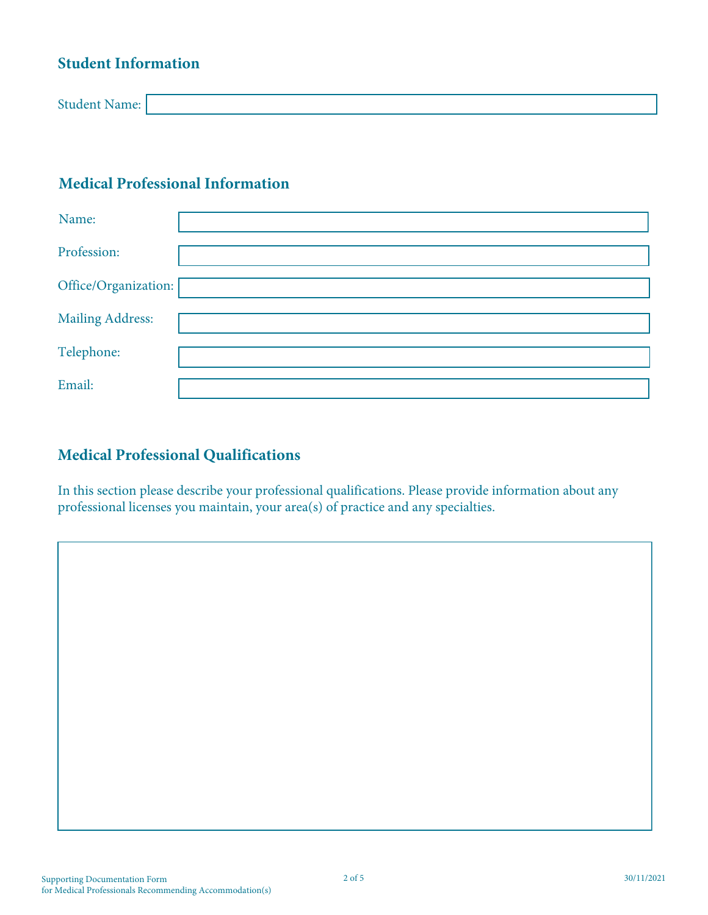## Student Information

Student Name:

## Medical Professional Information

Name:

Profession:

Office/Organization:

Mailing Address:

Telephone:

Email:

## Medical Professional Qualifications

In this section please describe your professional qualifications. Please provide information about any professional licenses you maintain, your area(s) of practice and any specialties.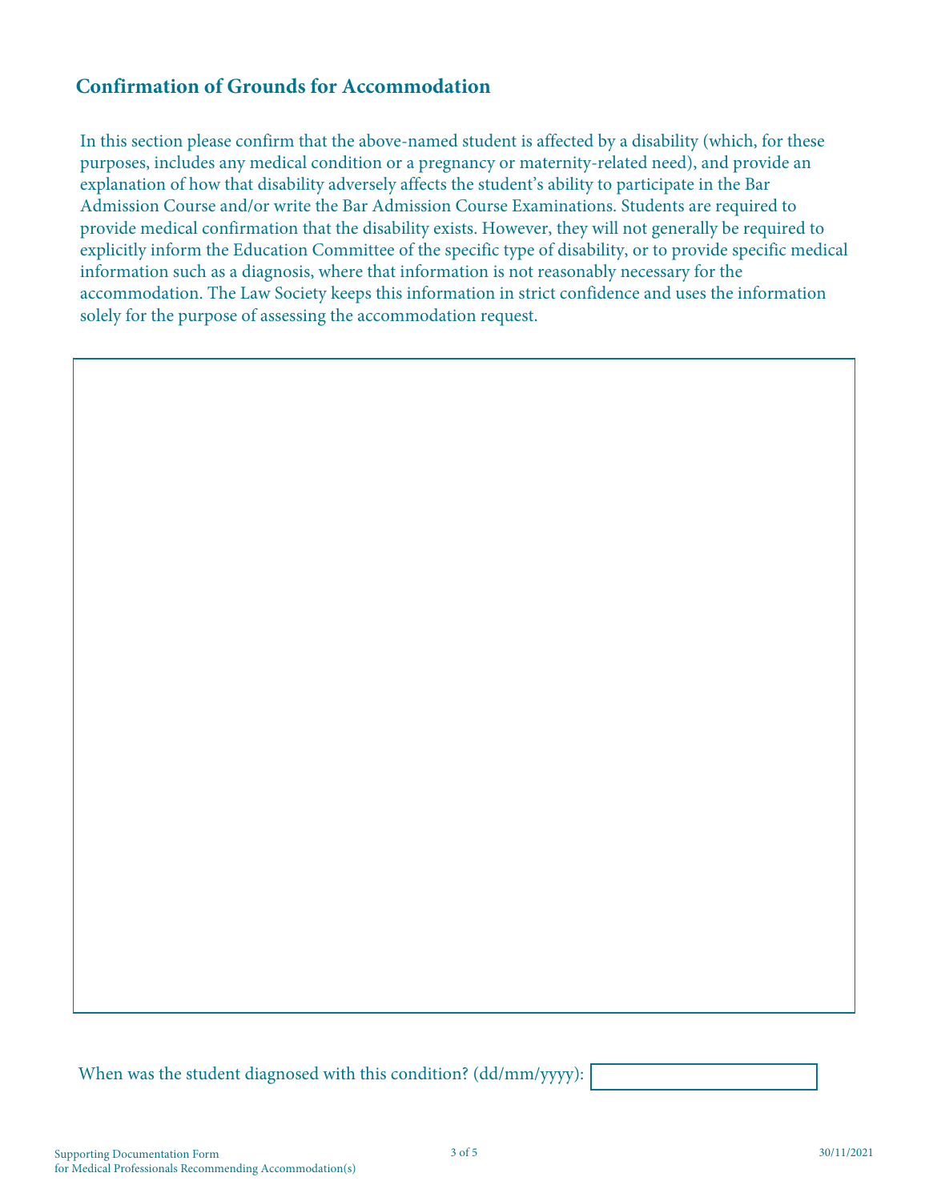## Confirmation of Grounds for Accommodation

In this section please confirm that the above-named student is affected by a disability (which, for these purposes, includes any medical condition or a pregnancy or maternity-related need), and provide an explanation of how that disability adversely affects the student's ability to participate in the Bar Admission Course and/or write the Bar Admission Course Examinations. Students are required to provide medical confirmation that the disability exists. However, they will not generally be required to explicitly inform the Education Committee of the specific type of disability, or to provide specific medical information such as a diagnosis, where that information is not reasonably necessary for the accommodation. The Law Society keeps this information in strict confidence and uses the information solely for the purpose of assessing the accommodation request.

When was the student diagnosed with this condition? (dd/mm/yyyy):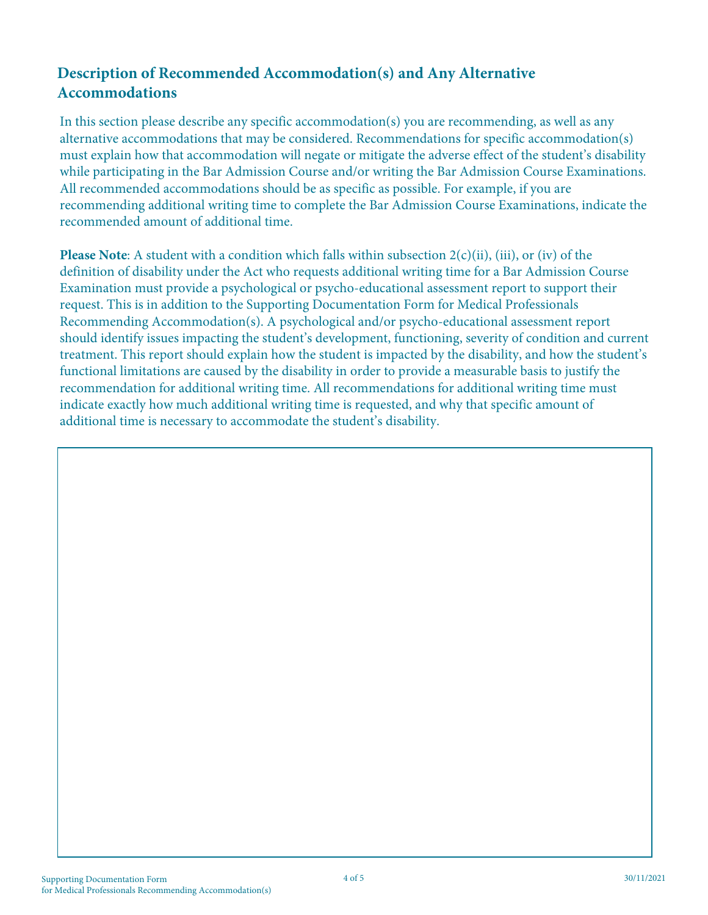## Description of Recommended Accommodation(s) and Any Alternative Accommodations

In this section please describe any specific accommodation(s) you are recommending, as well as any alternative accommodations that may be considered. Recommendations for specific accommodation(s) must explain how that accommodation will negate or mitigate the adverse effect of the student's disability while participating in the Bar Admission Course and/or writing the Bar Admission Course Examinations. All recommended accommodations should be as specific as possible. For example, if you are recommending additional writing time to complete the Bar Admission Course Examinations, indicate the recommended amount of additional time.

**Please Note**: A student with a condition which falls within subsection 2(c)(ii), (iii), or (iv) of the definition of disability under the Act who requests additional writing time for a Bar Admission Course Examination must provide a psychological or psycho-educational assessment report to support their request. This is in addition to the Supporting Documentation Form for Medical Professionals Recommending Accommodation(s). A psychological and/or psycho-educational assessment report should identify issues impacting the student's development, functioning, severity of condition and current treatment. This report should explain how the student is impacted by the disability, and how the student's functional limitations are caused by the disability in order to provide a measurable basis to justify the recommendation for additional writing time. All recommendations for additional writing time must indicate exactly how much additional writing time is requested, and why that specific amount of additional time is necessary to accommodate the student's disability.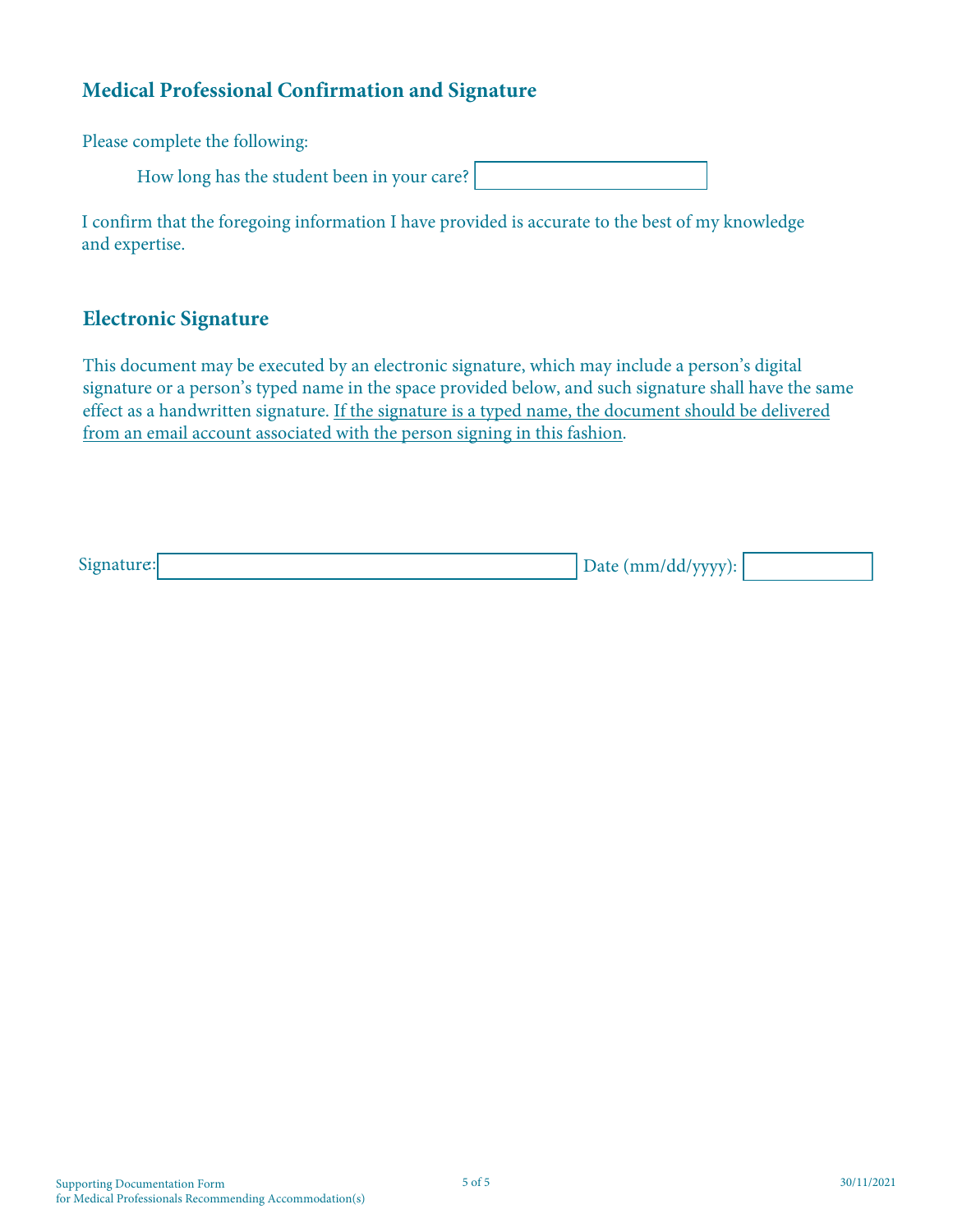## Medical Professional Confirmation and Signature

Please complete the following:

How long has the student been in your care?

I confirm that the foregoing information I have provided is accurate to the best of my knowledge and expertise.

## Electronic Signature

This document may be executed by an electronic signature, which may include a person's digital signature or a person's typed name in the space provided below, and such signature shall have the same effect as a handwritten signature. If the signature is a typed name, the document should be delivered from an email account associated with the person signing in this fashion.

Signature: Date (mm/dd/yyyy):